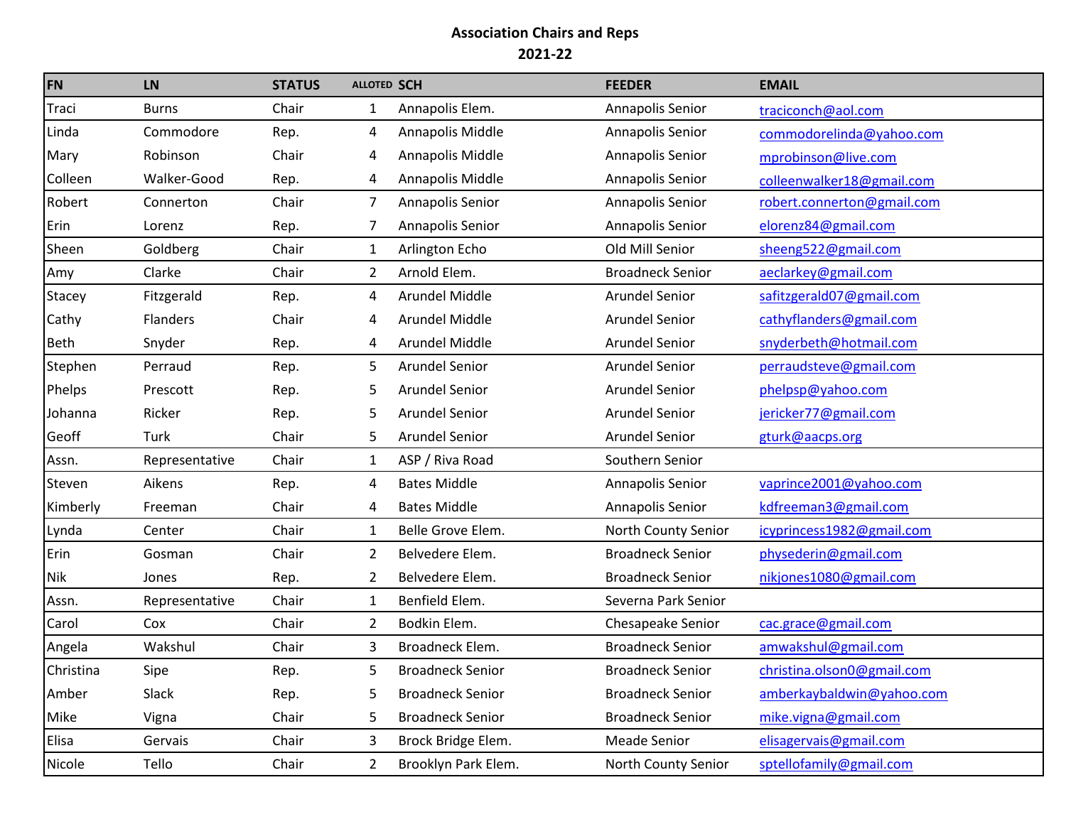**Association Chairs and Reps**

**2021-22**

| FN | LN | STATUS | ALLOTED | SCH | FEEDER | EMAIL |
|---|---|---|---|---|---|---|
| Traci | Burns | Chair | 1 | Annapolis Elem. | Annapolis Senior | traciconch@aol.com |
| Linda | Commodore | Rep. | 4 | Annapolis Middle | Annapolis Senior | commodorelinda@yahoo.com |
| Mary | Robinson | Chair | 4 | Annapolis Middle | Annapolis Senior | mprobinson@live.com |
| Colleen | Walker-Good | Rep. | 4 | Annapolis Middle | Annapolis Senior | colleenwalker18@gmail.com |
| Robert | Connerton | Chair | 7 | Annapolis Senior | Annapolis Senior | robert.connerton@gmail.com |
| Erin | Lorenz | Rep. | 7 | Annapolis Senior | Annapolis Senior | elorenz84@gmail.com |
| Sheen | Goldberg | Chair | 1 | Arlington Echo | Old Mill Senior | sheeng522@gmail.com |
| Amy | Clarke | Chair | 2 | Arnold Elem. | Broadneck Senior | aeclarkey@gmail.com |
| Stacey | Fitzgerald | Rep. | 4 | Arundel Middle | Arundel Senior | safitzgerald07@gmail.com |
| Cathy | Flanders | Chair | 4 | Arundel Middle | Arundel Senior | cathyflanders@gmail.com |
| Beth | Snyder | Rep. | 4 | Arundel Middle | Arundel Senior | snyderbeth@hotmail.com |
| Stephen | Perraud | Rep. | 5 | Arundel Senior | Arundel Senior | perraudsteve@gmail.com |
| Phelps | Prescott | Rep. | 5 | Arundel Senior | Arundel Senior | phelpsp@yahoo.com |
| Johanna | Ricker | Rep. | 5 | Arundel Senior | Arundel Senior | jericker77@gmail.com |
| Geoff | Turk | Chair | 5 | Arundel Senior | Arundel Senior | gturk@aacps.org |
| Assn. | Representative | Chair | 1 | ASP / Riva Road | Southern Senior | |
| Steven | Aikens | Rep. | 4 | Bates Middle | Annapolis Senior | vaprince2001@yahoo.com |
| Kimberly | Freeman | Chair | 4 | Bates Middle | Annapolis Senior | kdfreeman3@gmail.com |
| Lynda | Center | Chair | 1 | Belle Grove Elem. | North County Senior | icyprincess1982@gmail.com |
| Erin | Gosman | Chair | 2 | Belvedere Elem. | Broadneck Senior | physederin@gmail.com |
| Nik | Jones | Rep. | 2 | Belvedere Elem. | Broadneck Senior | nikjones1080@gmail.com |
| Assn. | Representative | Chair | 1 | Benfield Elem. | Severna Park Senior | |
| Carol | Cox | Chair | 2 | Bodkin Elem. | Chesapeake Senior | cac.grace@gmail.com |
| Angela | Wakshul | Chair | 3 | Broadneck Elem. | Broadneck Senior | amwakshul@gmail.com |
| Christina | Sipe | Rep. | 5 | Broadneck Senior | Broadneck Senior | christina.olson0@gmail.com |
| Amber | Slack | Rep. | 5 | Broadneck Senior | Broadneck Senior | amberkaybaldwin@yahoo.com |
| Mike | Vigna | Chair | 5 | Broadneck Senior | Broadneck Senior | mike.vigna@gmail.com |
| Elisa | Gervais | Chair | 3 | Brock Bridge Elem. | Meade Senior | elisagervais@gmail.com |
| Nicole | Tello | Chair | 2 | Brooklyn Park Elem. | North County Senior | sptellofamily@gmail.com |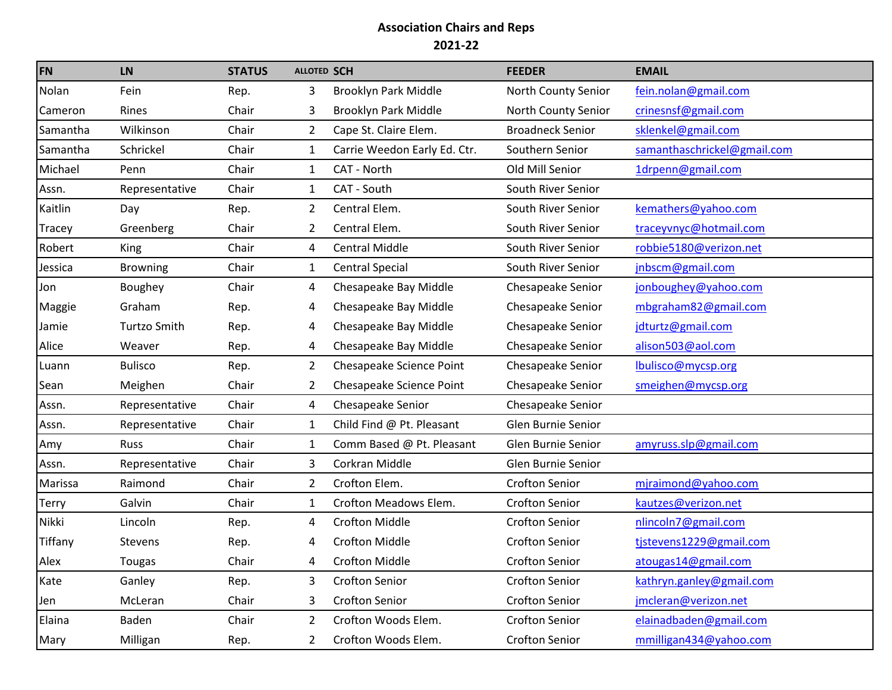**Association Chairs and Reps**

**2021-22**

| FN | LN | STATUS | ALLOTED | SCH | FEEDER | EMAIL |
|---|---|---|---|---|---|---|
| Nolan | Fein | Rep. | 3 | Brooklyn Park Middle | North County Senior | fein.nolan@gmail.com |
| Cameron | Rines | Chair | 3 | Brooklyn Park Middle | North County Senior | crinesnsf@gmail.com |
| Samantha | Wilkinson | Chair | 2 | Cape St. Claire Elem. | Broadneck Senior | sklenkel@gmail.com |
| Samantha | Schrickel | Chair | 1 | Carrie Weedon Early Ed. Ctr. | Southern Senior | samanthaschrickel@gmail.com |
| Michael | Penn | Chair | 1 | CAT - North | Old Mill Senior | 1drpenn@gmail.com |
| Assn. | Representative | Chair | 1 | CAT - South | South River Senior | |
| Kaitlin | Day | Rep. | 2 | Central Elem. | South River Senior | kemathers@yahoo.com |
| Tracey | Greenberg | Chair | 2 | Central Elem. | South River Senior | traceyvnyc@hotmail.com |
| Robert | King | Chair | 4 | Central Middle | South River Senior | robbie5180@verizon.net |
| Jessica | Browning | Chair | 1 | Central Special | South River Senior | jnbscm@gmail.com |
| Jon | Boughey | Chair | 4 | Chesapeake Bay Middle | Chesapeake Senior | jonboughey@yahoo.com |
| Maggie | Graham | Rep. | 4 | Chesapeake Bay Middle | Chesapeake Senior | mbgraham82@gmail.com |
| Jamie | Turtzo Smith | Rep. | 4 | Chesapeake Bay Middle | Chesapeake Senior | jdturtz@gmail.com |
| Alice | Weaver | Rep. | 4 | Chesapeake Bay Middle | Chesapeake Senior | alison503@aol.com |
| Luann | Bulisco | Rep. | 2 | Chesapeake Science Point | Chesapeake Senior | lbulisco@mycsp.org |
| Sean | Meighen | Chair | 2 | Chesapeake Science Point | Chesapeake Senior | smeighen@mycsp.org |
| Assn. | Representative | Chair | 4 | Chesapeake Senior | Chesapeake Senior | |
| Assn. | Representative | Chair | 1 | Child Find @ Pt. Pleasant | Glen Burnie Senior | |
| Amy | Russ | Chair | 1 | Comm Based @ Pt. Pleasant | Glen Burnie Senior | amyruss.slp@gmail.com |
| Assn. | Representative | Chair | 3 | Corkran Middle | Glen Burnie Senior | |
| Marissa | Raimond | Chair | 2 | Crofton Elem. | Crofton Senior | mjraimond@yahoo.com |
| Terry | Galvin | Chair | 1 | Crofton Meadows Elem. | Crofton Senior | kautzes@verizon.net |
| Nikki | Lincoln | Rep. | 4 | Crofton Middle | Crofton Senior | nlincoln7@gmail.com |
| Tiffany | Stevens | Rep. | 4 | Crofton Middle | Crofton Senior | tjstevens1229@gmail.com |
| Alex | Tougas | Chair | 4 | Crofton Middle | Crofton Senior | atougas14@gmail.com |
| Kate | Ganley | Rep. | 3 | Crofton Senior | Crofton Senior | kathryn.ganley@gmail.com |
| Jen | McLeran | Chair | 3 | Crofton Senior | Crofton Senior | jmcleran@verizon.net |
| Elaina | Baden | Chair | 2 | Crofton Woods Elem. | Crofton Senior | elainadbaden@gmail.com |
| Mary | Milligan | Rep. | 2 | Crofton Woods Elem. | Crofton Senior | mmilligan434@yahoo.com |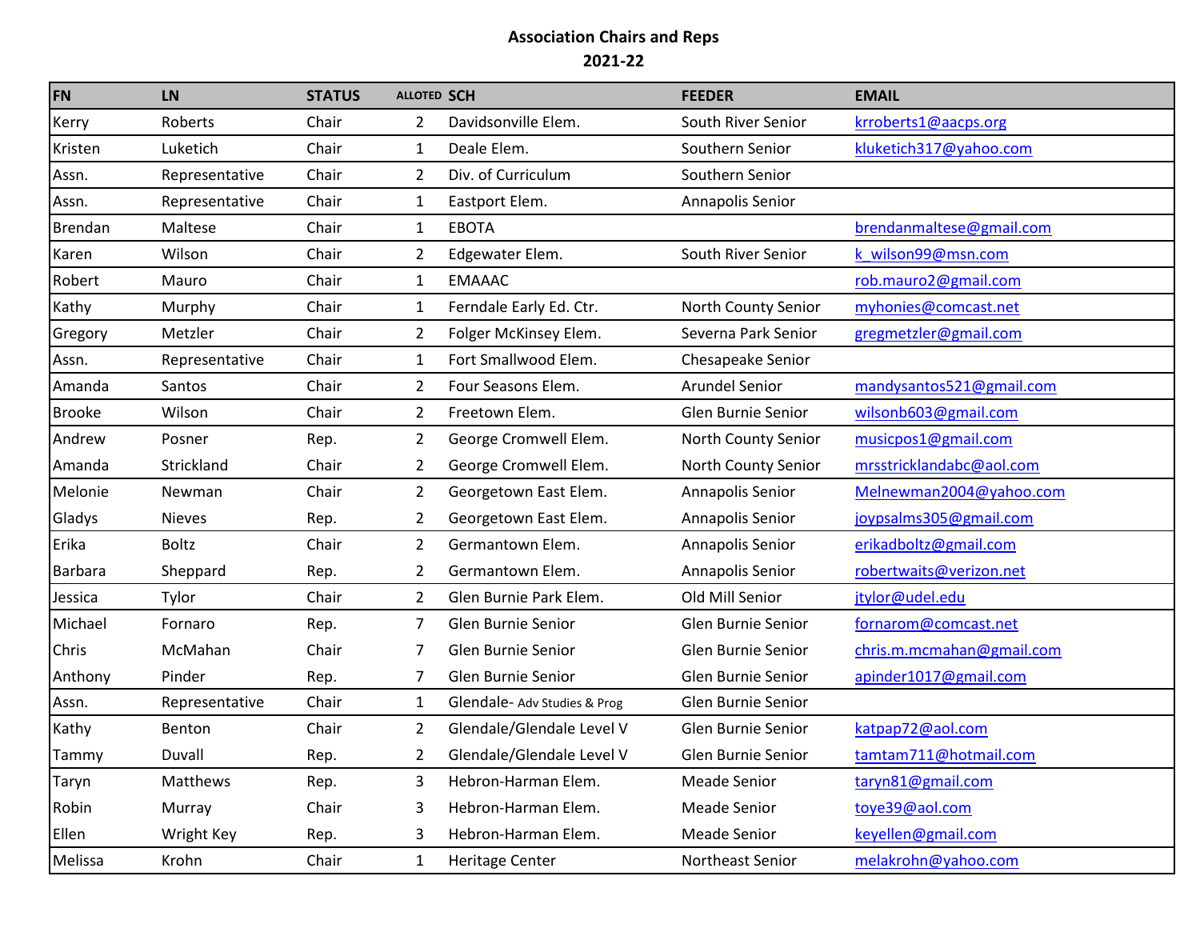**Association Chairs and Reps**

**2021-22**

| FN | LN | STATUS | ALLOTED | SCH | FEEDER | EMAIL |
|---|---|---|---|---|---|---|
| Kerry | Roberts | Chair | 2 | Davidsonville Elem. | South River Senior | krroberts1@aacps.org |
| Kristen | Luketich | Chair | 1 | Deale Elem. | Southern Senior | kluketich317@yahoo.com |
| Assn. | Representative | Chair | 2 | Div. of Curriculum | Southern Senior | |
| Assn. | Representative | Chair | 1 | Eastport Elem. | Annapolis Senior | |
| Brendan | Maltese | Chair | 1 | EBOTA | | brendanmaltese@gmail.com |
| Karen | Wilson | Chair | 2 | Edgewater Elem. | South River Senior | k_wilson99@msn.com |
| Robert | Mauro | Chair | 1 | EMAAAC | | rob.mauro2@gmail.com |
| Kathy | Murphy | Chair | 1 | Ferndale Early Ed. Ctr. | North County Senior | myhonies@comcast.net |
| Gregory | Metzler | Chair | 2 | Folger McKinsey Elem. | Severna Park Senior | gregmetzler@gmail.com |
| Assn. | Representative | Chair | 1 | Fort Smallwood Elem. | Chesapeake Senior | |
| Amanda | Santos | Chair | 2 | Four Seasons Elem. | Arundel Senior | mandysantos521@gmail.com |
| Brooke | Wilson | Chair | 2 | Freetown Elem. | Glen Burnie Senior | wilsonb603@gmail.com |
| Andrew | Posner | Rep. | 2 | George Cromwell Elem. | North County Senior | musicpos1@gmail.com |
| Amanda | Strickland | Chair | 2 | George Cromwell Elem. | North County Senior | mrsstricklandabc@aol.com |
| Melonie | Newman | Chair | 2 | Georgetown East Elem. | Annapolis Senior | Melnewman2004@yahoo.com |
| Gladys | Nieves | Rep. | 2 | Georgetown East Elem. | Annapolis Senior | joypsalms305@gmail.com |
| Erika | Boltz | Chair | 2 | Germantown Elem. | Annapolis Senior | erikadboltz@gmail.com |
| Barbara | Sheppard | Rep. | 2 | Germantown Elem. | Annapolis Senior | robertwaits@verizon.net |
| Jessica | Tylor | Chair | 2 | Glen Burnie Park Elem. | Old Mill Senior | jtylor@udel.edu |
| Michael | Fornaro | Rep. | 7 | Glen Burnie Senior | Glen Burnie Senior | fornarom@comcast.net |
| Chris | McMahan | Chair | 7 | Glen Burnie Senior | Glen Burnie Senior | chris.m.mcmahan@gmail.com |
| Anthony | Pinder | Rep. | 7 | Glen Burnie Senior | Glen Burnie Senior | apinder1017@gmail.com |
| Assn. | Representative | Chair | 1 | Glendale- Adv Studies & Prog | Glen Burnie Senior | |
| Kathy | Benton | Chair | 2 | Glendale/Glendale Level V | Glen Burnie Senior | katpap72@aol.com |
| Tammy | Duvall | Rep. | 2 | Glendale/Glendale Level V | Glen Burnie Senior | tamtam711@hotmail.com |
| Taryn | Matthews | Rep. | 3 | Hebron-Harman Elem. | Meade Senior | taryn81@gmail.com |
| Robin | Murray | Chair | 3 | Hebron-Harman Elem. | Meade Senior | toye39@aol.com |
| Ellen | Wright Key | Rep. | 3 | Hebron-Harman Elem. | Meade Senior | keyellen@gmail.com |
| Melissa | Krohn | Chair | 1 | Heritage Center | Northeast Senior | melakrohn@yahoo.com |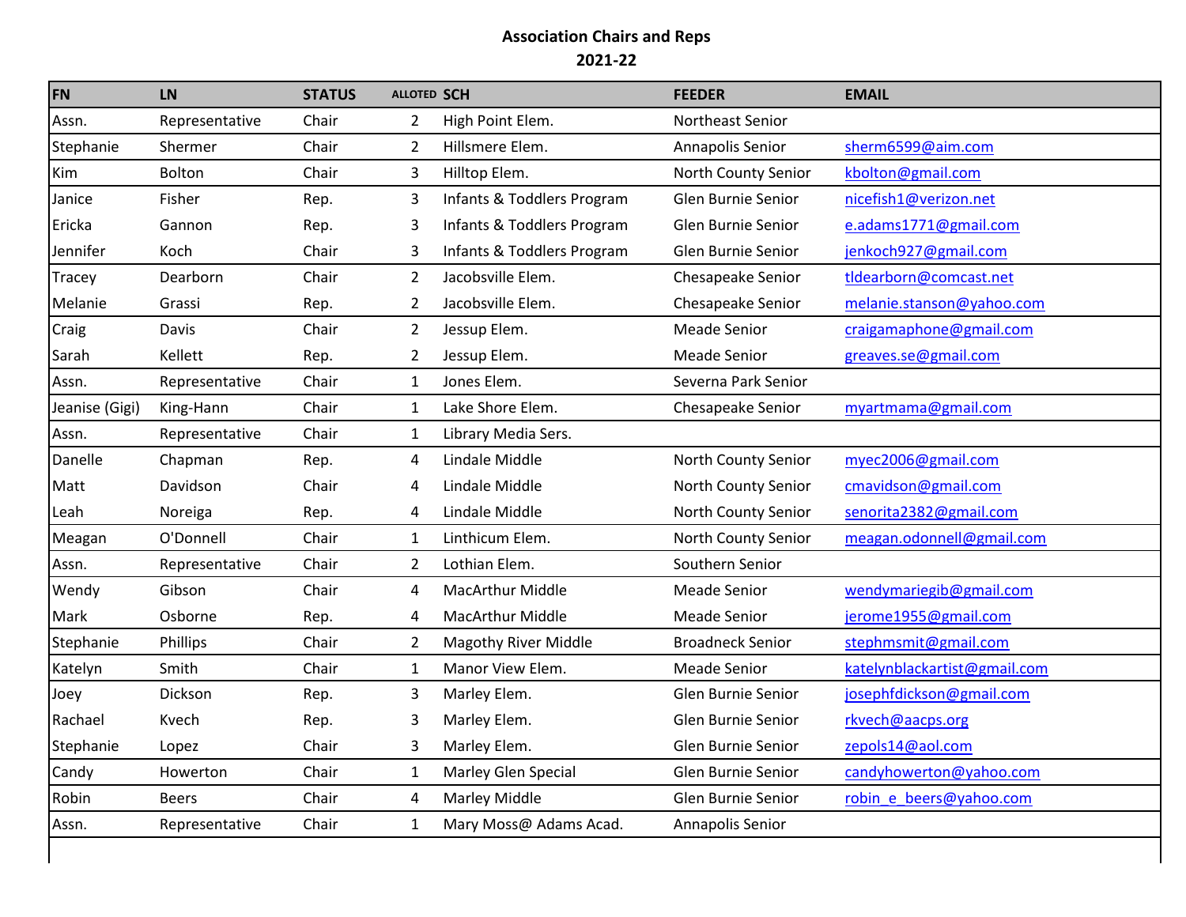**Association Chairs and Reps**

**2021-22**

| FN | LN | STATUS | ALLOTED | SCH | FEEDER | EMAIL |
|---|---|---|---|---|---|---|
| Assn. | Representative | Chair | 2 | High Point Elem. | Northeast Senior | |
| Stephanie | Shermer | Chair | 2 | Hillsmere Elem. | Annapolis Senior | sherm6599@aim.com |
| Kim | Bolton | Chair | 3 | Hilltop Elem. | North County Senior | kbolton@gmail.com |
| Janice | Fisher | Rep. | 3 | Infants & Toddlers Program | Glen Burnie Senior | nicefish1@verizon.net |
| Ericka | Gannon | Rep. | 3 | Infants & Toddlers Program | Glen Burnie Senior | e.adams1771@gmail.com |
| Jennifer | Koch | Chair | 3 | Infants & Toddlers Program | Glen Burnie Senior | jenkoch927@gmail.com |
| Tracey | Dearborn | Chair | 2 | Jacobsville Elem. | Chesapeake Senior | tldearborn@comcast.net |
| Melanie | Grassi | Rep. | 2 | Jacobsville Elem. | Chesapeake Senior | melanie.stanson@yahoo.com |
| Craig | Davis | Chair | 2 | Jessup Elem. | Meade Senior | craigamaphone@gmail.com |
| Sarah | Kellett | Rep. | 2 | Jessup Elem. | Meade Senior | greaves.se@gmail.com |
| Assn. | Representative | Chair | 1 | Jones Elem. | Severna Park Senior | |
| Jeanise (Gigi) | King-Hann | Chair | 1 | Lake Shore Elem. | Chesapeake Senior | myartmama@gmail.com |
| Assn. | Representative | Chair | 1 | Library Media Sers. | | |
| Danelle | Chapman | Rep. | 4 | Lindale Middle | North County Senior | myec2006@gmail.com |
| Matt | Davidson | Chair | 4 | Lindale Middle | North County Senior | cmavidson@gmail.com |
| Leah | Noreiga | Rep. | 4 | Lindale Middle | North County Senior | senorita2382@gmail.com |
| Meagan | O'Donnell | Chair | 1 | Linthicum Elem. | North County Senior | meagan.odonnell@gmail.com |
| Assn. | Representative | Chair | 2 | Lothian Elem. | Southern Senior | |
| Wendy | Gibson | Chair | 4 | MacArthur Middle | Meade Senior | wendymariegib@gmail.com |
| Mark | Osborne | Rep. | 4 | MacArthur Middle | Meade Senior | jerome1955@gmail.com |
| Stephanie | Phillips | Chair | 2 | Magothy River Middle | Broadneck Senior | stephmsmit@gmail.com |
| Katelyn | Smith | Chair | 1 | Manor View Elem. | Meade Senior | katelynblackartist@gmail.com |
| Joey | Dickson | Rep. | 3 | Marley Elem. | Glen Burnie Senior | josephfdickson@gmail.com |
| Rachael | Kvech | Rep. | 3 | Marley Elem. | Glen Burnie Senior | rkvech@aacps.org |
| Stephanie | Lopez | Chair | 3 | Marley Elem. | Glen Burnie Senior | zepols14@aol.com |
| Candy | Howerton | Chair | 1 | Marley Glen Special | Glen Burnie Senior | candyhowerton@yahoo.com |
| Robin | Beers | Chair | 4 | Marley Middle | Glen Burnie Senior | robin_e_beers@yahoo.com |
| Assn. | Representative | Chair | 1 | Mary Moss@ Adams Acad. | Annapolis Senior | |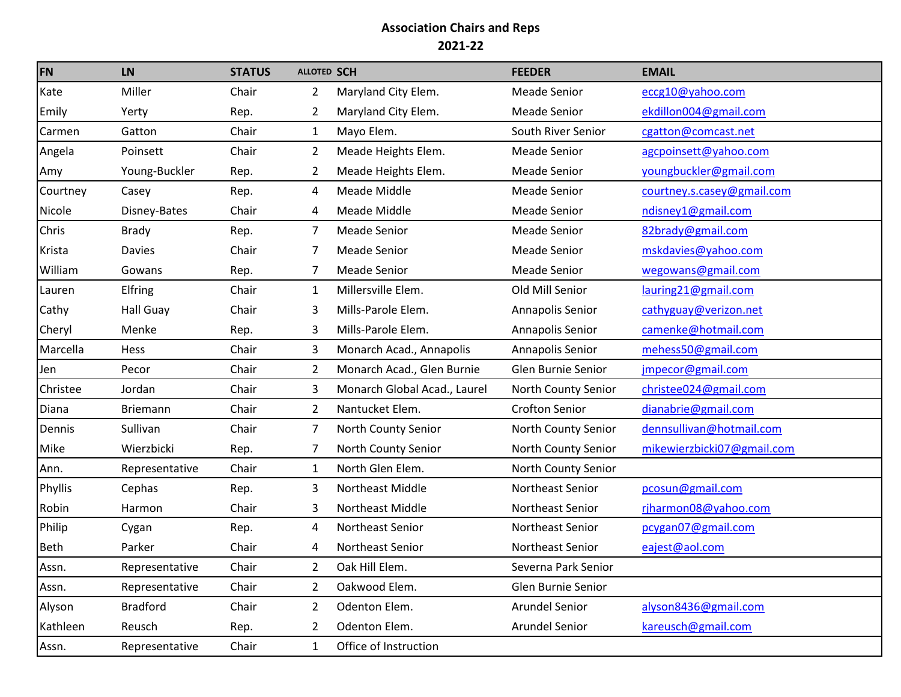**Association Chairs and Reps**
**2021-22**

| FN | LN | STATUS | ALLOTED | SCH | FEEDER | EMAIL |
|---|---|---|---|---|---|---|
| Kate | Miller | Chair | 2 | Maryland City Elem. | Meade Senior | eccg10@yahoo.com |
| Emily | Yerty | Rep. | 2 | Maryland City Elem. | Meade Senior | ekdillon004@gmail.com |
| Carmen | Gatton | Chair | 1 | Mayo Elem. | South River Senior | cgatton@comcast.net |
| Angela | Poinsett | Chair | 2 | Meade Heights Elem. | Meade Senior | agcpoinsett@yahoo.com |
| Amy | Young-Buckler | Rep. | 2 | Meade Heights Elem. | Meade Senior | youngbuckler@gmail.com |
| Courtney | Casey | Rep. | 4 | Meade Middle | Meade Senior | courtney.s.casey@gmail.com |
| Nicole | Disney-Bates | Chair | 4 | Meade Middle | Meade Senior | ndisney1@gmail.com |
| Chris | Brady | Rep. | 7 | Meade Senior | Meade Senior | 82brady@gmail.com |
| Krista | Davies | Chair | 7 | Meade Senior | Meade Senior | mskdavies@yahoo.com |
| William | Gowans | Rep. | 7 | Meade Senior | Meade Senior | wegowans@gmail.com |
| Lauren | Elfring | Chair | 1 | Millersville Elem. | Old Mill Senior | lauring21@gmail.com |
| Cathy | Hall Guay | Chair | 3 | Mills-Parole Elem. | Annapolis Senior | cathyguay@verizon.net |
| Cheryl | Menke | Rep. | 3 | Mills-Parole Elem. | Annapolis Senior | camenke@hotmail.com |
| Marcella | Hess | Chair | 3 | Monarch Acad., Annapolis | Annapolis Senior | mehess50@gmail.com |
| Jen | Pecor | Chair | 2 | Monarch Acad., Glen Burnie | Glen Burnie Senior | jmpecor@gmail.com |
| Christee | Jordan | Chair | 3 | Monarch Global Acad., Laurel | North County Senior | christee024@gmail.com |
| Diana | Briemann | Chair | 2 | Nantucket Elem. | Crofton Senior | dianabrie@gmail.com |
| Dennis | Sullivan | Chair | 7 | North County Senior | North County Senior | dennsullivan@hotmail.com |
| Mike | Wierzbicki | Rep. | 7 | North County Senior | North County Senior | mikewierzbicki07@gmail.com |
| Ann. | Representative | Chair | 1 | North Glen Elem. | North County Senior | |
| Phyllis | Cephas | Rep. | 3 | Northeast Middle | Northeast Senior | pcosun@gmail.com |
| Robin | Harmon | Chair | 3 | Northeast Middle | Northeast Senior | rjharmon08@yahoo.com |
| Philip | Cygan | Rep. | 4 | Northeast Senior | Northeast Senior | pcygan07@gmail.com |
| Beth | Parker | Chair | 4 | Northeast Senior | Northeast Senior | eajest@aol.com |
| Assn. | Representative | Chair | 2 | Oak Hill Elem. | Severna Park Senior | |
| Assn. | Representative | Chair | 2 | Oakwood Elem. | Glen Burnie Senior | |
| Alyson | Bradford | Chair | 2 | Odenton Elem. | Arundel Senior | alyson8436@gmail.com |
| Kathleen | Reusch | Rep. | 2 | Odenton Elem. | Arundel Senior | kareusch@gmail.com |
| Assn. | Representative | Chair | 1 | Office of Instruction | | |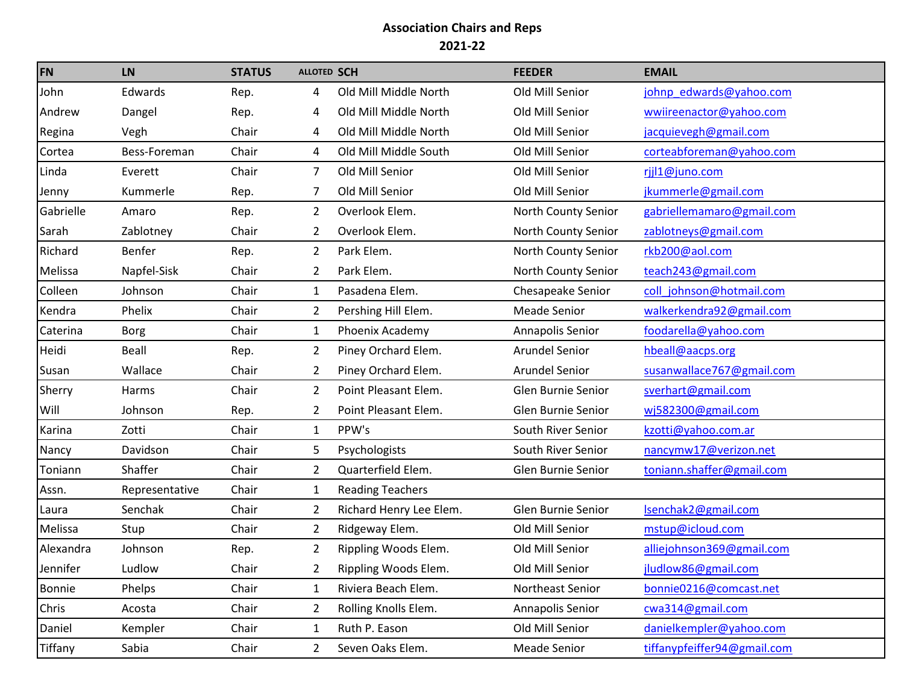# Association Chairs and Reps

## 2021-22

| FN | LN | STATUS | ALLOTED | SCH | FEEDER | EMAIL |
|---|---|---|---|---|---|---|
| John | Edwards | Rep. | 4 | Old Mill Middle North | Old Mill Senior | johnp_edwards@yahoo.com |
| Andrew | Dangel | Rep. | 4 | Old Mill Middle North | Old Mill Senior | wwiireenactor@yahoo.com |
| Regina | Vegh | Chair | 4 | Old Mill Middle North | Old Mill Senior | jacquievegh@gmail.com |
| Cortea | Bess-Foreman | Chair | 4 | Old Mill Middle South | Old Mill Senior | corteabforeman@yahoo.com |
| Linda | Everett | Chair | 7 | Old Mill Senior | Old Mill Senior | rjjl1@juno.com |
| Jenny | Kummerle | Rep. | 7 | Old Mill Senior | Old Mill Senior | jkummerle@gmail.com |
| Gabrielle | Amaro | Rep. | 2 | Overlook Elem. | North County Senior | gabriellemamaro@gmail.com |
| Sarah | Zablotney | Chair | 2 | Overlook Elem. | North County Senior | zablotneys@gmail.com |
| Richard | Benfer | Rep. | 2 | Park Elem. | North County Senior | rkb200@aol.com |
| Melissa | Napfel-Sisk | Chair | 2 | Park Elem. | North County Senior | teach243@gmail.com |
| Colleen | Johnson | Chair | 1 | Pasadena Elem. | Chesapeake Senior | coll_johnson@hotmail.com |
| Kendra | Phelix | Chair | 2 | Pershing Hill Elem. | Meade Senior | walkerkendra92@gmail.com |
| Caterina | Borg | Chair | 1 | Phoenix Academy | Annapolis Senior | foodarella@yahoo.com |
| Heidi | Beall | Rep. | 2 | Piney Orchard Elem. | Arundel Senior | hbeall@aacps.org |
| Susan | Wallace | Chair | 2 | Piney Orchard Elem. | Arundel Senior | susanwallace767@gmail.com |
| Sherry | Harms | Chair | 2 | Point Pleasant Elem. | Glen Burnie Senior | sverhart@gmail.com |
| Will | Johnson | Rep. | 2 | Point Pleasant Elem. | Glen Burnie Senior | wj582300@gmail.com |
| Karina | Zotti | Chair | 1 | PPW's | South River Senior | kzotti@yahoo.com.ar |
| Nancy | Davidson | Chair | 5 | Psychologists | South River Senior | nancymw17@verizon.net |
| Toniann | Shaffer | Chair | 2 | Quarterfield Elem. | Glen Burnie Senior | toniann.shaffer@gmail.com |
| Assn. | Representative | Chair | 1 | Reading Teachers | | |
| Laura | Senchak | Chair | 2 | Richard Henry Lee Elem. | Glen Burnie Senior | lsenchak2@gmail.com |
| Melissa | Stup | Chair | 2 | Ridgeway Elem. | Old Mill Senior | mstup@icloud.com |
| Alexandra | Johnson | Rep. | 2 | Rippling Woods Elem. | Old Mill Senior | alliejohnson369@gmail.com |
| Jennifer | Ludlow | Chair | 2 | Rippling Woods Elem. | Old Mill Senior | jludlow86@gmail.com |
| Bonnie | Phelps | Chair | 1 | Riviera Beach Elem. | Northeast Senior | bonnie0216@comcast.net |
| Chris | Acosta | Chair | 2 | Rolling Knolls Elem. | Annapolis Senior | cwa314@gmail.com |
| Daniel | Kempler | Chair | 1 | Ruth P. Eason | Old Mill Senior | danielkempler@yahoo.com |
| Tiffany | Sabia | Chair | 2 | Seven Oaks Elem. | Meade Senior | tiffanypfeiffer94@gmail.com |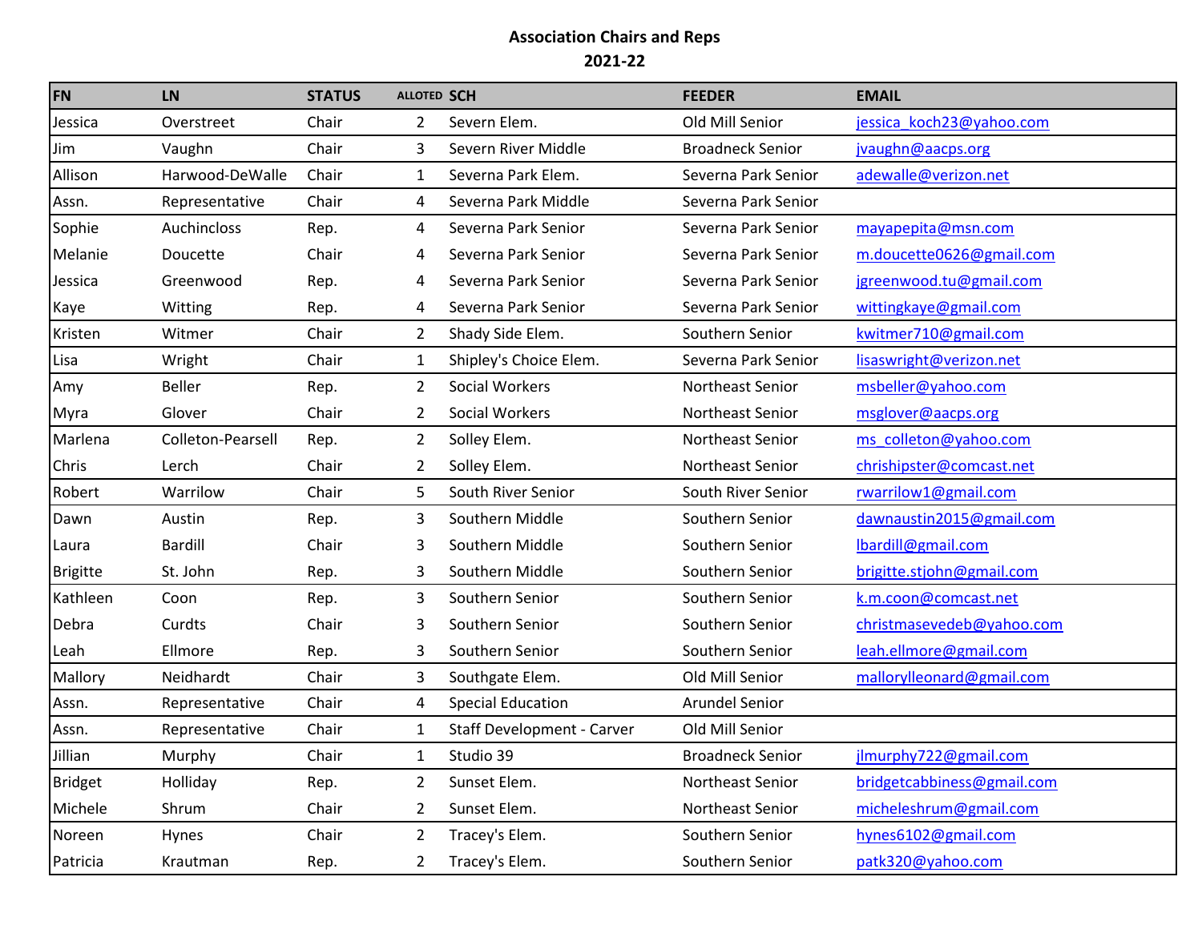**Association Chairs and Reps**

**2021-22**

| FN | LN | STATUS | ALLOTED | SCH | FEEDER | EMAIL |
|---|---|---|---|---|---|---|
| Jessica | Overstreet | Chair | 2 | Severn Elem. | Old Mill Senior | jessica_koch23@yahoo.com |
| Jim | Vaughn | Chair | 3 | Severn River Middle | Broadneck Senior | jvaughn@aacps.org |
| Allison | Harwood-DeWalle | Chair | 1 | Severna Park Elem. | Severna Park Senior | adewalle@verizon.net |
| Assn. | Representative | Chair | 4 | Severna Park Middle | Severna Park Senior | |
| Sophie | Auchincloss | Rep. | 4 | Severna Park Senior | Severna Park Senior | mayapepita@msn.com |
| Melanie | Doucette | Chair | 4 | Severna Park Senior | Severna Park Senior | m.doucette0626@gmail.com |
| Jessica | Greenwood | Rep. | 4 | Severna Park Senior | Severna Park Senior | jgreenwood.tu@gmail.com |
| Kaye | Witting | Rep. | 4 | Severna Park Senior | Severna Park Senior | wittingkaye@gmail.com |
| Kristen | Witmer | Chair | 2 | Shady Side Elem. | Southern Senior | kwitmer710@gmail.com |
| Lisa | Wright | Chair | 1 | Shipley's Choice Elem. | Severna Park Senior | lisaswright@verizon.net |
| Amy | Beller | Rep. | 2 | Social Workers | Northeast Senior | msbeller@yahoo.com |
| Myra | Glover | Chair | 2 | Social Workers | Northeast Senior | msglover@aacps.org |
| Marlena | Colleton-Pearsell | Rep. | 2 | Solley Elem. | Northeast Senior | ms_colleton@yahoo.com |
| Chris | Lerch | Chair | 2 | Solley Elem. | Northeast Senior | chrishipster@comcast.net |
| Robert | Warrilow | Chair | 5 | South River Senior | South River Senior | rwarrilow1@gmail.com |
| Dawn | Austin | Rep. | 3 | Southern Middle | Southern Senior | dawnaustin2015@gmail.com |
| Laura | Bardill | Chair | 3 | Southern Middle | Southern Senior | lbardill@gmail.com |
| Brigitte | St. John | Rep. | 3 | Southern Middle | Southern Senior | brigitte.stjohn@gmail.com |
| Kathleen | Coon | Rep. | 3 | Southern Senior | Southern Senior | k.m.coon@comcast.net |
| Debra | Curdts | Chair | 3 | Southern Senior | Southern Senior | christmasevedeb@yahoo.com |
| Leah | Ellmore | Rep. | 3 | Southern Senior | Southern Senior | leah.ellmore@gmail.com |
| Mallory | Neidhardt | Chair | 3 | Southgate Elem. | Old Mill Senior | mallorylleonard@gmail.com |
| Assn. | Representative | Chair | 4 | Special Education | Arundel Senior | |
| Assn. | Representative | Chair | 1 | Staff Development - Carver | Old Mill Senior | |
| Jillian | Murphy | Chair | 1 | Studio 39 | Broadneck Senior | jlmurphy722@gmail.com |
| Bridget | Holliday | Rep. | 2 | Sunset Elem. | Northeast Senior | bridgetcabbiness@gmail.com |
| Michele | Shrum | Chair | 2 | Sunset Elem. | Northeast Senior | micheleshrum@gmail.com |
| Noreen | Hynes | Chair | 2 | Tracey's Elem. | Southern Senior | hynes6102@gmail.com |
| Patricia | Krautman | Rep. | 2 | Tracey's Elem. | Southern Senior | patk320@yahoo.com |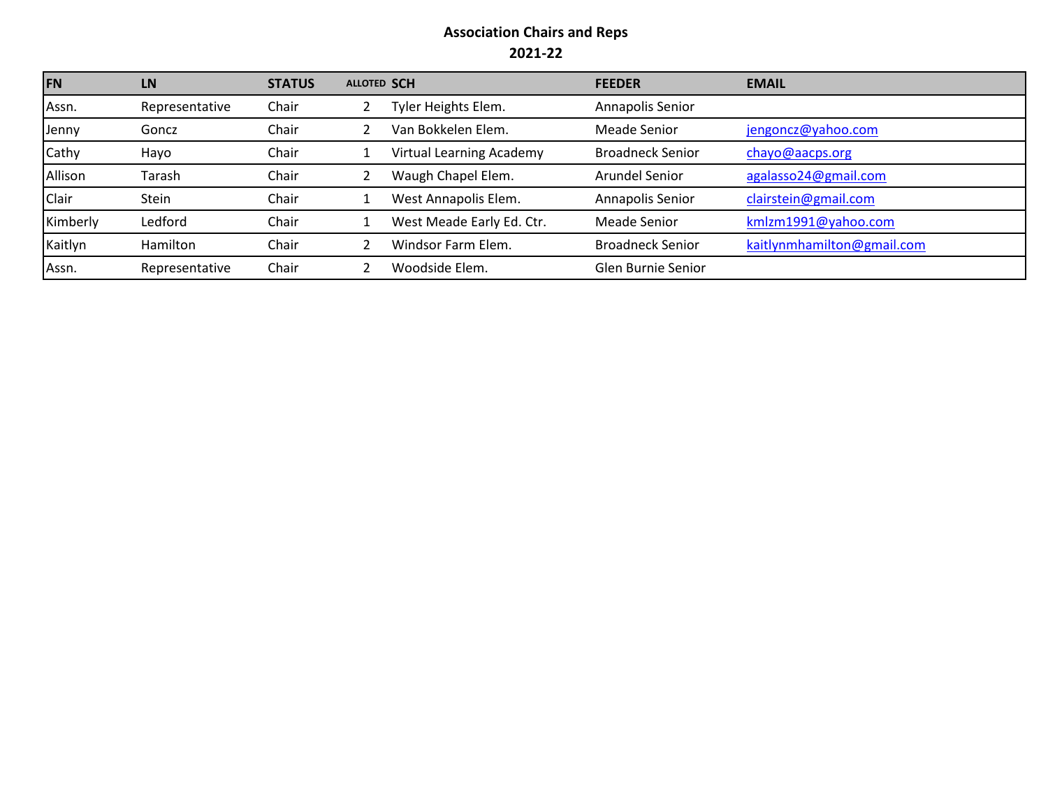**Association Chairs and Reps**

**2021-22**

| FN | LN | STATUS | ALLOTED | SCH | FEEDER | EMAIL |
|---|---|---|---|---|---|---|
| Assn. | Representative | Chair | 2 | Tyler Heights Elem. | Annapolis Senior | |
| Jenny | Goncz | Chair | 2 | Van Bokkelen Elem. | Meade Senior | jengoncz@yahoo.com |
| Cathy | Hayo | Chair | 1 | Virtual Learning Academy | Broadneck Senior | chayo@aacps.org |
| Allison | Tarash | Chair | 2 | Waugh Chapel Elem. | Arundel Senior | agalasso24@gmail.com |
| Clair | Stein | Chair | 1 | West Annapolis Elem. | Annapolis Senior | clairstein@gmail.com |
| Kimberly | Ledford | Chair | 1 | West Meade Early Ed. Ctr. | Meade Senior | kmlzm1991@yahoo.com |
| Kaitlyn | Hamilton | Chair | 2 | Windsor Farm Elem. | Broadneck Senior | kaitlynmhamilton@gmail.com |
| Assn. | Representative | Chair | 2 | Woodside Elem. | Glen Burnie Senior | |